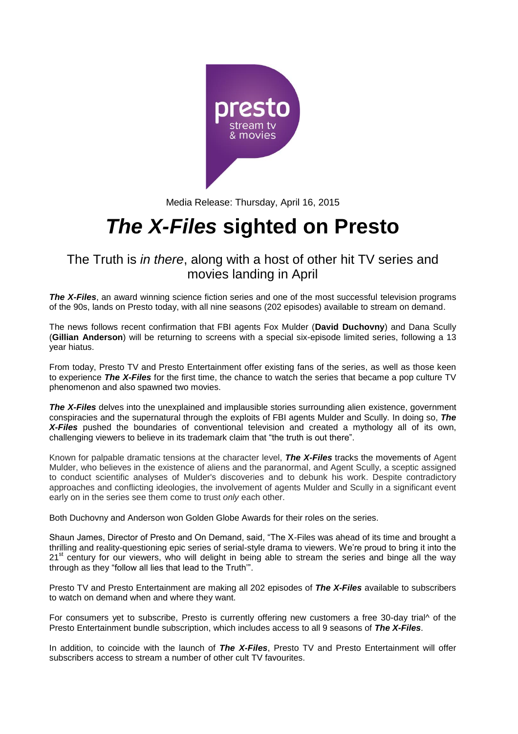Media Release: Thursday, April 16, 2015

# *The X-Files* sighted on Presto

## The Truth is *in there*, along with a host of other hit TV series and movies landing in April

***The X-Files***, an award winning science fiction series and one of the most successful television programs of the 90s, lands on Presto today, with all nine seasons (202 episodes) available to stream on demand.

The news follows recent confirmation that FBI agents Fox Mulder (**David Duchovny**) and Dana Scully (**Gillian Anderson**) will be returning to screens with a special six-episode limited series, following a 13 year hiatus.

From today, Presto TV and Presto Entertainment offer existing fans of the series, as well as those keen to experience ***The X-Files*** for the first time, the chance to watch the series that became a pop culture TV phenomenon and also spawned two movies.

***The X-Files*** delves into the unexplained and implausible stories surrounding alien existence, government conspiracies and the supernatural through the exploits of FBI agents Mulder and Scully. In doing so, ***The X-Files*** pushed the boundaries of conventional television and created a mythology all of its own, challenging viewers to believe in its trademark claim that "the truth is out there".

Known for palpable dramatic tensions at the character level, ***The X-Files*** tracks the movements of Agent Mulder, who believes in the existence of aliens and the paranormal, and Agent Scully, a sceptic assigned to conduct scientific analyses of Mulder's discoveries and to debunk his work. Despite contradictory approaches and conflicting ideologies, the involvement of agents Mulder and Scully in a significant event early on in the series see them come to trust *only* each other.

Both Duchovny and Anderson won Golden Globe Awards for their roles on the series.

Shaun James, Director of Presto and On Demand, said, "The X-Files was ahead of its time and brought a thrilling and reality-questioning epic series of serial-style drama to viewers. We're proud to bring it into the 21st century for our viewers, who will delight in being able to stream the series and binge all the way through as they "follow all lies that lead to the Truth'".

Presto TV and Presto Entertainment are making all 202 episodes of ***The X-Files*** available to subscribers to watch on demand when and where they want.

For consumers yet to subscribe, Presto is currently offering new customers a free 30-day trial^ of the Presto Entertainment bundle subscription, which includes access to all 9 seasons of ***The X-Files***.

In addition, to coincide with the launch of ***The X-Files***, Presto TV and Presto Entertainment will offer subscribers access to stream a number of other cult TV favourites.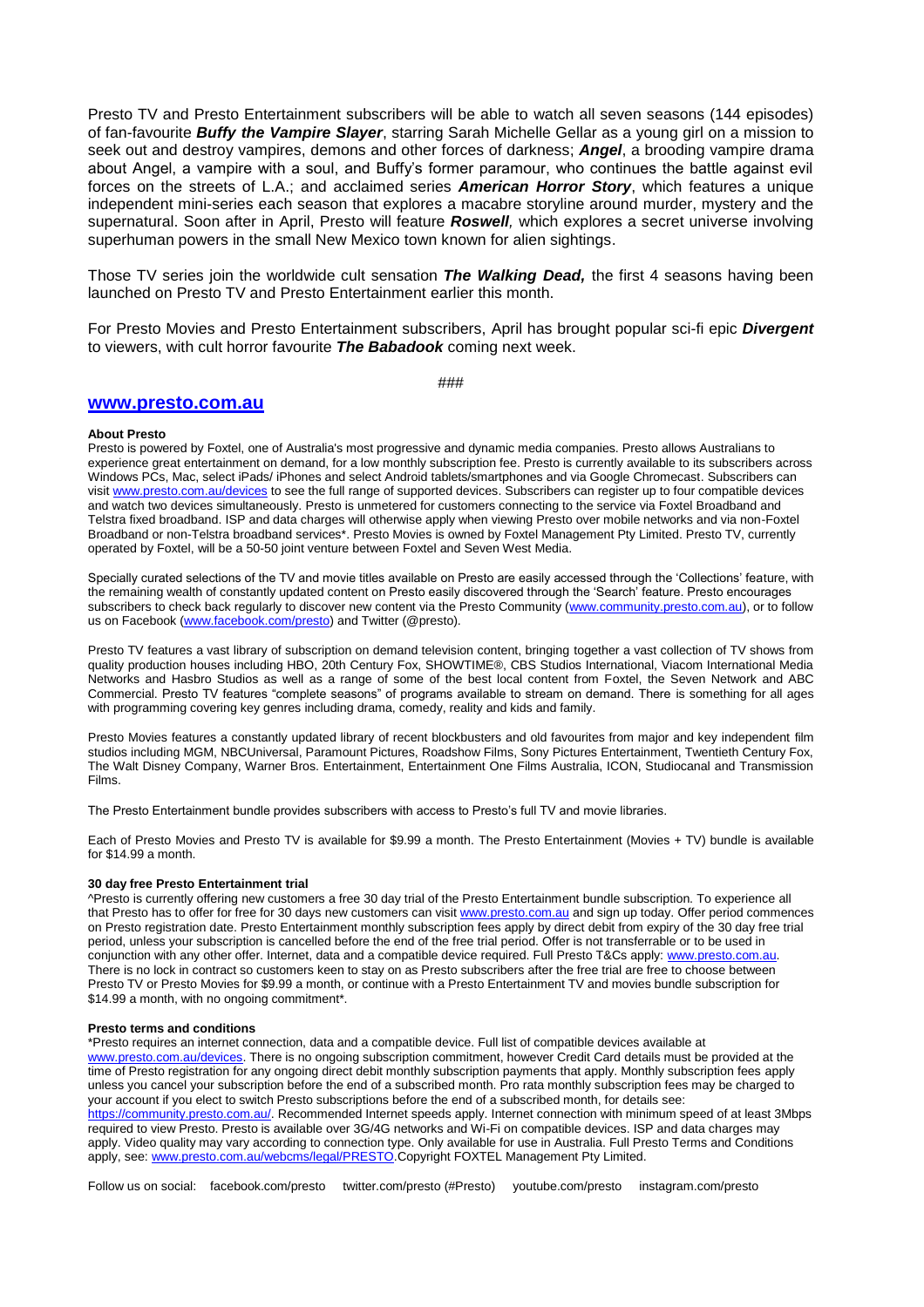Presto TV and Presto Entertainment subscribers will be able to watch all seven seasons (144 episodes) of fan-favourite ***Buffy the Vampire Slayer***, starring Sarah Michelle Gellar as a young girl on a mission to seek out and destroy vampires, demons and other forces of darkness; ***Angel***, a brooding vampire drama about Angel, a vampire with a soul, and Buffy's former paramour, who continues the battle against evil forces on the streets of L.A.; and acclaimed series ***American Horror Story***, which features a unique independent mini-series each season that explores a macabre storyline around murder, mystery and the supernatural. Soon after in April, Presto will feature ***Roswell***, which explores a secret universe involving superhuman powers in the small New Mexico town known for alien sightings.

Those TV series join the worldwide cult sensation ***The Walking Dead,*** the first 4 seasons having been launched on Presto TV and Presto Entertainment earlier this month.

For Presto Movies and Presto Entertainment subscribers, April has brought popular sci-fi epic ***Divergent*** to viewers, with cult horror favourite ***The Babadook*** coming next week.

###

## www.presto.com.au

**About Presto**

Presto is powered by Foxtel, one of Australia's most progressive and dynamic media companies. Presto allows Australians to experience great entertainment on demand, for a low monthly subscription fee. Presto is currently available to its subscribers across Windows PCs, Mac, select iPads/ iPhones and select Android tablets/smartphones and via Google Chromecast. Subscribers can visit www.presto.com.au/devices to see the full range of supported devices. Subscribers can register up to four compatible devices and watch two devices simultaneously. Presto is unmetered for customers connecting to the service via Foxtel Broadband and Telstra fixed broadband. ISP and data charges will otherwise apply when viewing Presto over mobile networks and via non-Foxtel Broadband or non-Telstra broadband services*. Presto Movies is owned by Foxtel Management Pty Limited. Presto TV, currently operated by Foxtel, will be a 50-50 joint venture between Foxtel and Seven West Media.

Specially curated selections of the TV and movie titles available on Presto are easily accessed through the 'Collections' feature, with the remaining wealth of constantly updated content on Presto easily discovered through the 'Search' feature. Presto encourages subscribers to check back regularly to discover new content via the Presto Community (www.community.presto.com.au), or to follow us on Facebook (www.facebook.com/presto) and Twitter (@presto).

Presto TV features a vast library of subscription on demand television content, bringing together a vast collection of TV shows from quality production houses including HBO, 20th Century Fox, SHOWTIME®, CBS Studios International, Viacom International Media Networks and Hasbro Studios as well as a range of some of the best local content from Foxtel, the Seven Network and ABC Commercial. Presto TV features "complete seasons" of programs available to stream on demand. There is something for all ages with programming covering key genres including drama, comedy, reality and kids and family.

Presto Movies features a constantly updated library of recent blockbusters and old favourites from major and key independent film studios including MGM, NBCUniversal, Paramount Pictures, Roadshow Films, Sony Pictures Entertainment, Twentieth Century Fox, The Walt Disney Company, Warner Bros. Entertainment, Entertainment One Films Australia, ICON, Studiocanal and Transmission Films.

The Presto Entertainment bundle provides subscribers with access to Presto's full TV and movie libraries.

Each of Presto Movies and Presto TV is available for $9.99 a month. The Presto Entertainment (Movies + TV) bundle is available for $14.99 a month.

**30 day free Presto Entertainment trial**

^Presto is currently offering new customers a free 30 day trial of the Presto Entertainment bundle subscription. To experience all that Presto has to offer for free for 30 days new customers can visit www.presto.com.au and sign up today. Offer period commences on Presto registration date. Presto Entertainment monthly subscription fees apply by direct debit from expiry of the 30 day free trial period, unless your subscription is cancelled before the end of the free trial period. Offer is not transferrable or to be used in conjunction with any other offer. Internet, data and a compatible device required. Full Presto T&Cs apply: www.presto.com.au. There is no lock in contract so customers keen to stay on as Presto subscribers after the free trial are free to choose between Presto TV or Presto Movies for $9.99 a month, or continue with a Presto Entertainment TV and movies bundle subscription for $14.99 a month, with no ongoing commitment*.

**Presto terms and conditions**

*Presto requires an internet connection, data and a compatible device. Full list of compatible devices available at www.presto.com.au/devices. There is no ongoing subscription commitment, however Credit Card details must be provided at the time of Presto registration for any ongoing direct debit monthly subscription payments that apply. Monthly subscription fees apply unless you cancel your subscription before the end of a subscribed month. Pro rata monthly subscription fees may be charged to your account if you elect to switch Presto subscriptions before the end of a subscribed month, for details see: https://community.presto.com.au/. Recommended Internet speeds apply. Internet connection with minimum speed of at least 3Mbps required to view Presto. Presto is available over 3G/4G networks and Wi-Fi on compatible devices. ISP and data charges may apply. Video quality may vary according to connection type. Only available for use in Australia. Full Presto Terms and Conditions apply, see: www.presto.com.au/webcms/legal/PRESTO.Copyright FOXTEL Management Pty Limited.

Follow us on social: facebook.com/presto twitter.com/presto (#Presto) youtube.com/presto instagram.com/presto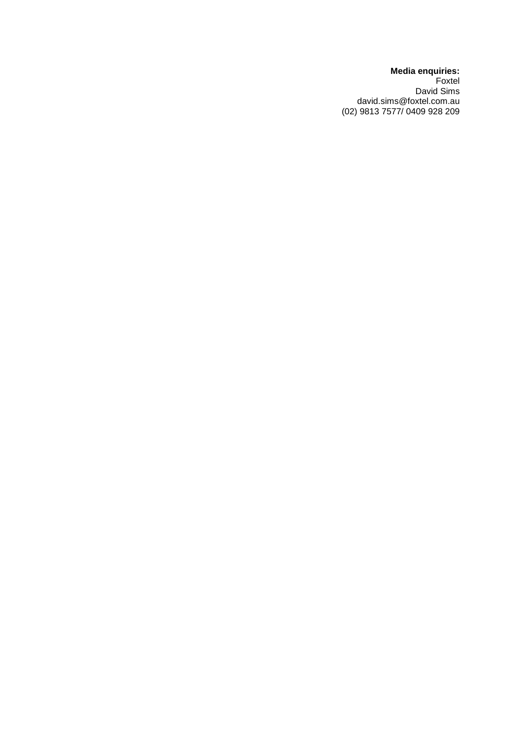**Media enquiries:**
Foxtel
David Sims
david.sims@foxtel.com.au
(02) 9813 7577/ 0409 928 209